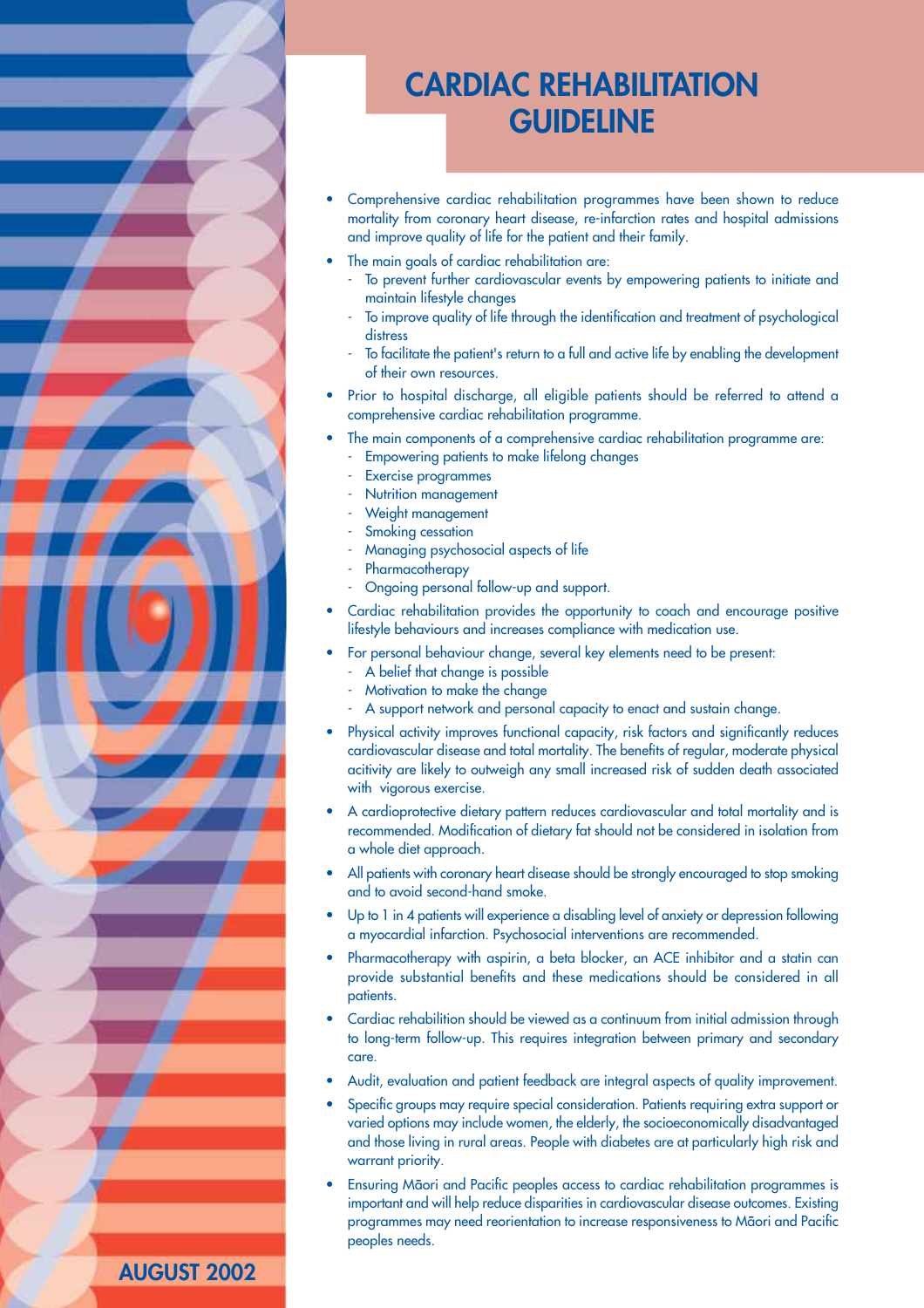# CARDIAC REHABILITATION GUIDELINE

- Comprehensive cardiac rehabilitation programmes have been shown to reduce mortality from coronary heart disease, re-infarction rates and hospital admissions and improve quality of life for the patient and their family.
- The main goals of cardiac rehabilitation are:
  - To prevent further cardiovascular events by empowering patients to initiate and maintain lifestyle changes
  - To improve quality of life through the identification and treatment of psychological distress
  - To facilitate the patient's return to a full and active life by enabling the development of their own resources.
- Prior to hospital discharge, all eligible patients should be referred to attend a comprehensive cardiac rehabilitation programme.
- The main components of a comprehensive cardiac rehabilitation programme are:
  - Empowering patients to make lifelong changes
  - Exercise programmes
  - Nutrition management
  - Weight management
  - Smoking cessation
  - Managing psychosocial aspects of life
  - Pharmacotherapy
  - Ongoing personal follow-up and support.
- Cardiac rehabilitation provides the opportunity to coach and encourage positive lifestyle behaviours and increases compliance with medication use.
- For personal behaviour change, several key elements need to be present:
  - A belief that change is possible
  - Motivation to make the change
  - A support network and personal capacity to enact and sustain change.
- Physical activity improves functional capacity, risk factors and significantly reduces cardiovascular disease and total mortality. The benefits of regular, moderate physical acitivity are likely to outweigh any small increased risk of sudden death associated with vigorous exercise.
- A cardioprotective dietary pattern reduces cardiovascular and total mortality and is recommended. Modification of dietary fat should not be considered in isolation from a whole diet approach.
- All patients with coronary heart disease should be strongly encouraged to stop smoking and to avoid second-hand smoke.
- Up to 1 in 4 patients will experience a disabling level of anxiety or depression following a myocardial infarction. Psychosocial interventions are recommended.
- Pharmacotherapy with aspirin, a beta blocker, an ACE inhibitor and a statin can provide substantial benefits and these medications should be considered in all patients.
- Cardiac rehabilition should be viewed as a continuum from initial admission through to long-term follow-up. This requires integration between primary and secondary care.
- Audit, evaluation and patient feedback are integral aspects of quality improvement.
- Specific groups may require special consideration. Patients requiring extra support or varied options may include women, the elderly, the socioeconomically disadvantaged and those living in rural areas. People with diabetes are at particularly high risk and warrant priority.
- Ensuring Māori and Pacific peoples access to cardiac rehabilitation programmes is important and will help reduce disparities in cardiovascular disease outcomes. Existing programmes may need reorientation to increase responsiveness to Māori and Pacific peoples needs.

**AUGUST 2002**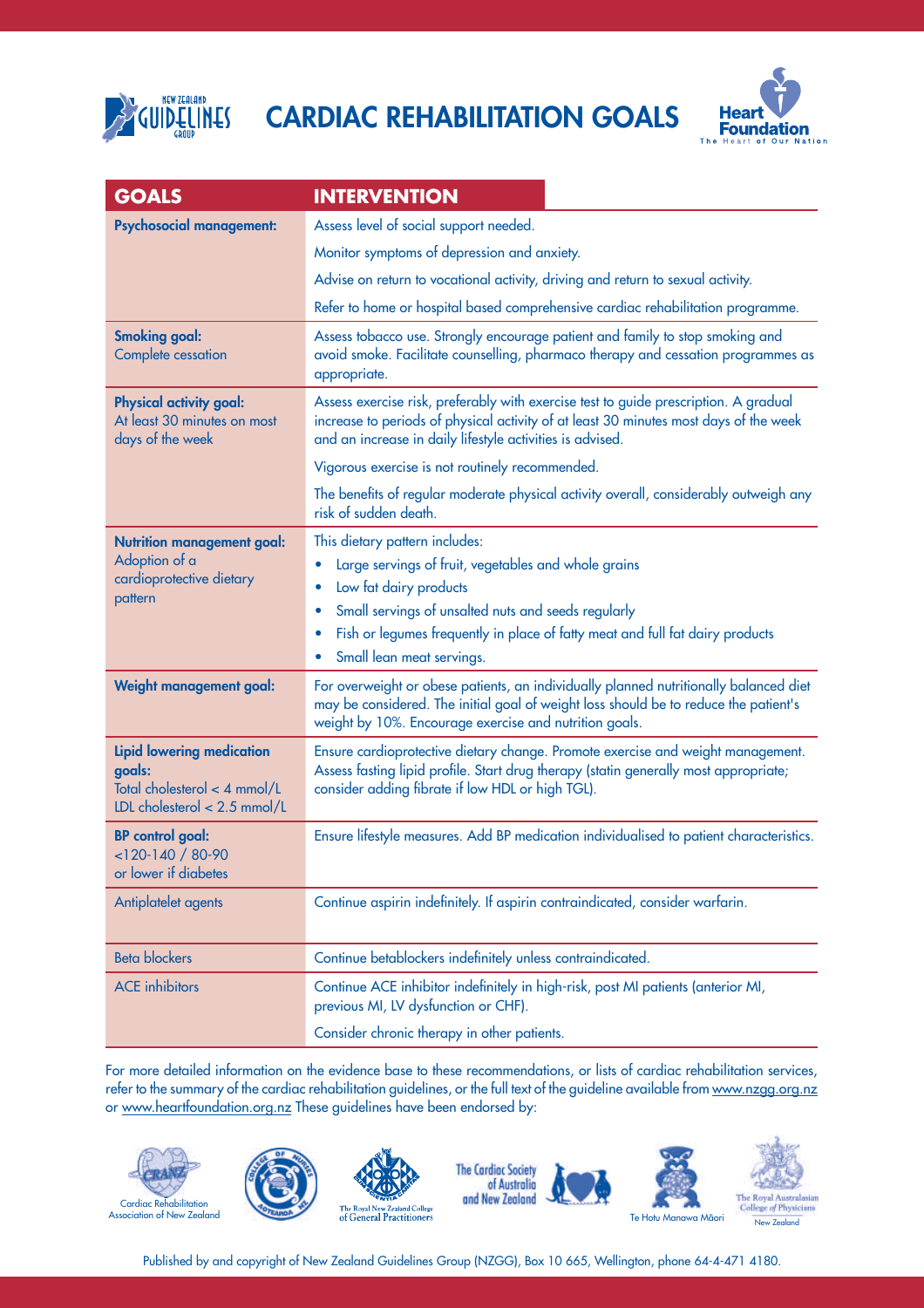# CARDIAC REHABILITATION GOALS

| GOALS | INTERVENTION |
| --- | --- |
| **Psychosocial management:** | Assess level of social support needed.<br>Monitor symptoms of depression and anxiety.<br>Advise on return to vocational activity, driving and return to sexual activity.<br>Refer to home or hospital based comprehensive cardiac rehabilitation programme. |
| **Smoking goal:**<br>Complete cessation | Assess tobacco use. Strongly encourage patient and family to stop smoking and avoid smoke. Facilitate counselling, pharmaco therapy and cessation programmes as appropriate. |
| **Physical activity goal:**<br>At least 30 minutes on most days of the week | Assess exercise risk, preferably with exercise test to guide prescription. A gradual increase to periods of physical activity of at least 30 minutes most days of the week and an increase in daily lifestyle activities is advised.<br>Vigorous exercise is not routinely recommended.<br>The benefits of regular moderate physical activity overall, considerably outweigh any risk of sudden death. |
| **Nutrition management goal:**<br>Adoption of a cardioprotective dietary pattern | This dietary pattern includes:<br>• Large servings of fruit, vegetables and whole grains<br>• Low fat dairy products<br>• Small servings of unsalted nuts and seeds regularly<br>• Fish or legumes frequently in place of fatty meat and full fat dairy products<br>• Small lean meat servings. |
| **Weight management goal:** | For overweight or obese patients, an individually planned nutritionally balanced diet may be considered. The initial goal of weight loss should be to reduce the patient's weight by 10%. Encourage exercise and nutrition goals. |
| **Lipid lowering medication goals:**<br>Total cholesterol < 4 mmol/L<br>LDL cholesterol < 2.5 mmol/L | Ensure cardioprotective dietary change. Promote exercise and weight management. Assess fasting lipid profile. Start drug therapy (statin generally most appropriate; consider adding fibrate if low HDL or high TGL). |
| **BP control goal:**<br><120-140 / 80-90<br>or lower if diabetes | Ensure lifestyle measures. Add BP medication individualised to patient characteristics. |
| Antiplatelet agents | Continue aspirin indefinitely. If aspirin contraindicated, consider warfarin. |
| Beta blockers | Continue betablockers indefinitely unless contraindicated. |
| ACE inhibitors | Continue ACE inhibitor indefinitely in high-risk, post MI patients (anterior MI, previous MI, LV dysfunction or CHF).<br>Consider chronic therapy in other patients. |

For more detailed information on the evidence base to these recommendations, or lists of cardiac rehabilitation services, refer to the summary of the cardiac rehabilitation guidelines, or the full text of the guideline available from www.nzgg.org.nz or www.heartfoundation.org.nz These guidelines have been endorsed by:

Cardiac Rehabilitation Association of New Zealand

The Royal New Zealand College of General Practitioners

The Cardiac Society of Australia and New Zealand

Te Hotu Manawa Māori

The Royal Australasian College of Physicians New Zealand

Published by and copyright of New Zealand Guidelines Group (NZGG), Box 10 665, Wellington, phone 64-4-471 4180.